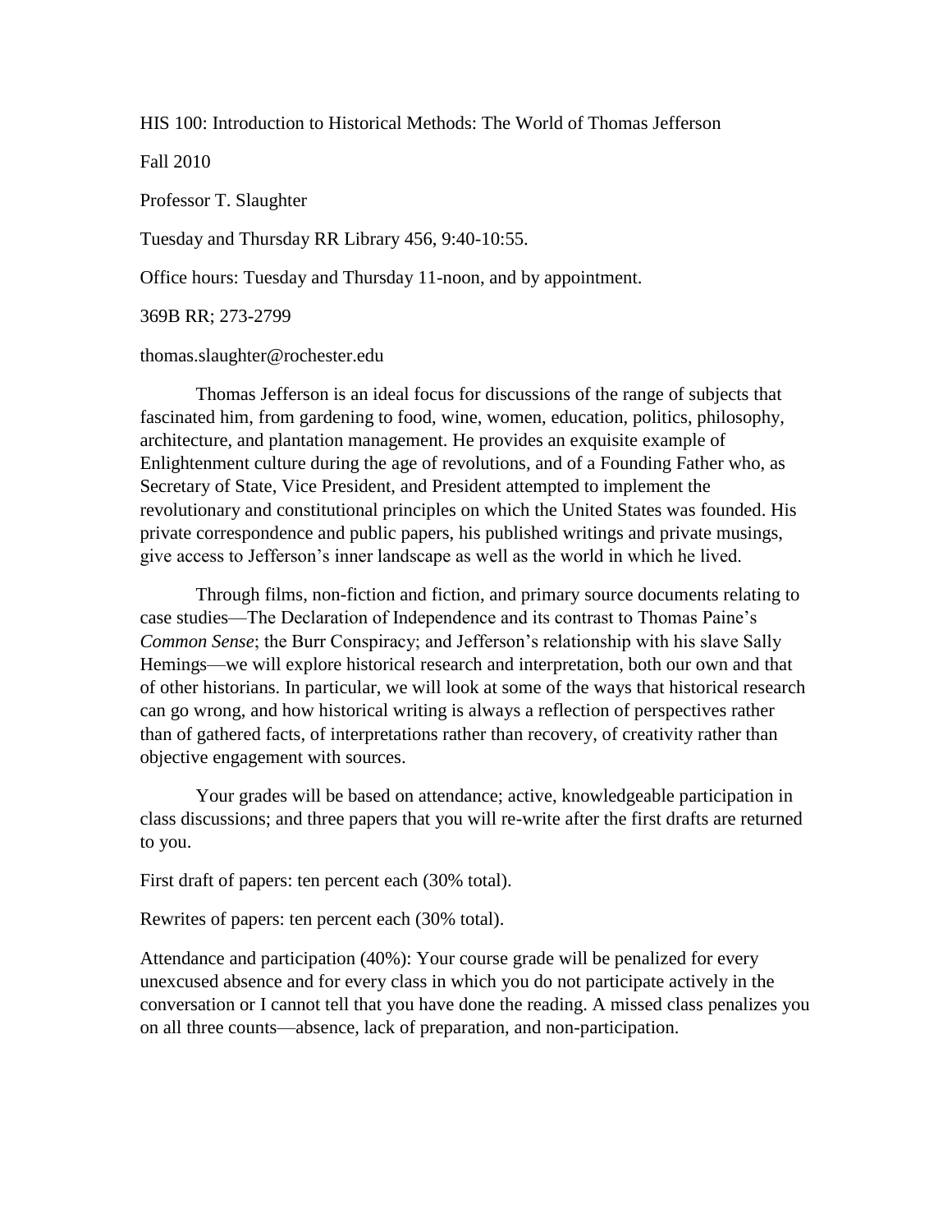HIS 100: Introduction to Historical Methods: The World of Thomas Jefferson

Fall 2010

Professor T. Slaughter

Tuesday and Thursday RR Library 456, 9:40-10:55.

Office hours: Tuesday and Thursday 11-noon, and by appointment.

369B RR; 273-2799

thomas.slaughter@rochester.edu

Thomas Jefferson is an ideal focus for discussions of the range of subjects that fascinated him, from gardening to food, wine, women, education, politics, philosophy, architecture, and plantation management. He provides an exquisite example of Enlightenment culture during the age of revolutions, and of a Founding Father who, as Secretary of State, Vice President, and President attempted to implement the revolutionary and constitutional principles on which the United States was founded. His private correspondence and public papers, his published writings and private musings, give access to Jefferson's inner landscape as well as the world in which he lived.

Through films, non-fiction and fiction, and primary source documents relating to case studies—The Declaration of Independence and its contrast to Thomas Paine's *Common Sense*; the Burr Conspiracy; and Jefferson's relationship with his slave Sally Hemings—we will explore historical research and interpretation, both our own and that of other historians. In particular, we will look at some of the ways that historical research can go wrong, and how historical writing is always a reflection of perspectives rather than of gathered facts, of interpretations rather than recovery, of creativity rather than objective engagement with sources.

Your grades will be based on attendance; active, knowledgeable participation in class discussions; and three papers that you will re-write after the first drafts are returned to you.

First draft of papers: ten percent each (30% total).

Rewrites of papers: ten percent each (30% total).

Attendance and participation (40%): Your course grade will be penalized for every unexcused absence and for every class in which you do not participate actively in the conversation or I cannot tell that you have done the reading. A missed class penalizes you on all three counts—absence, lack of preparation, and non-participation.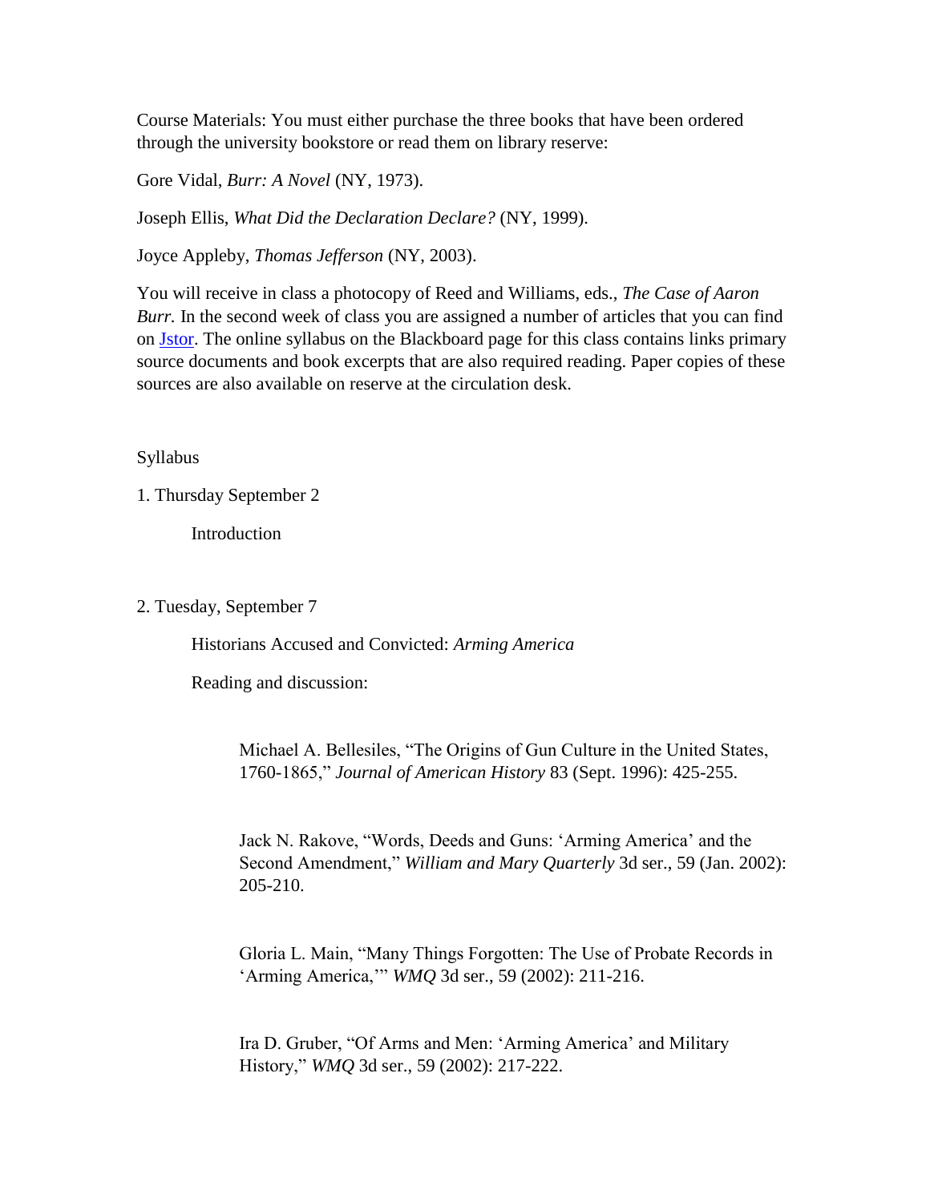Course Materials: You must either purchase the three books that have been ordered through the university bookstore or read them on library reserve:

Gore Vidal, *Burr: A Novel* (NY, 1973).

Joseph Ellis, *What Did the Declaration Declare?* (NY, 1999).

Joyce Appleby, *Thomas Jefferson* (NY, 2003).

You will receive in class a photocopy of Reed and Williams, eds., *The Case of Aaron Burr.* In the second week of class you are assigned a number of articles that you can find on Jstor. The online syllabus on the Blackboard page for this class contains links primary source documents and book excerpts that are also required reading. Paper copies of these sources are also available on reserve at the circulation desk.

Syllabus

1. Thursday September 2

    Introduction

2. Tuesday, September 7

    Historians Accused and Convicted: *Arming America*

    Reading and discussion:

        Michael A. Bellesiles, "The Origins of Gun Culture in the United States, 1760-1865," *Journal of American History* 83 (Sept. 1996): 425-255.

        Jack N. Rakove, "Words, Deeds and Guns: 'Arming America' and the Second Amendment," *William and Mary Quarterly* 3d ser., 59 (Jan. 2002): 205-210.

        Gloria L. Main, "Many Things Forgotten: The Use of Probate Records in 'Arming America,'" *WMQ* 3d ser., 59 (2002): 211-216.

        Ira D. Gruber, "Of Arms and Men: 'Arming America' and Military History," *WMQ* 3d ser., 59 (2002): 217-222.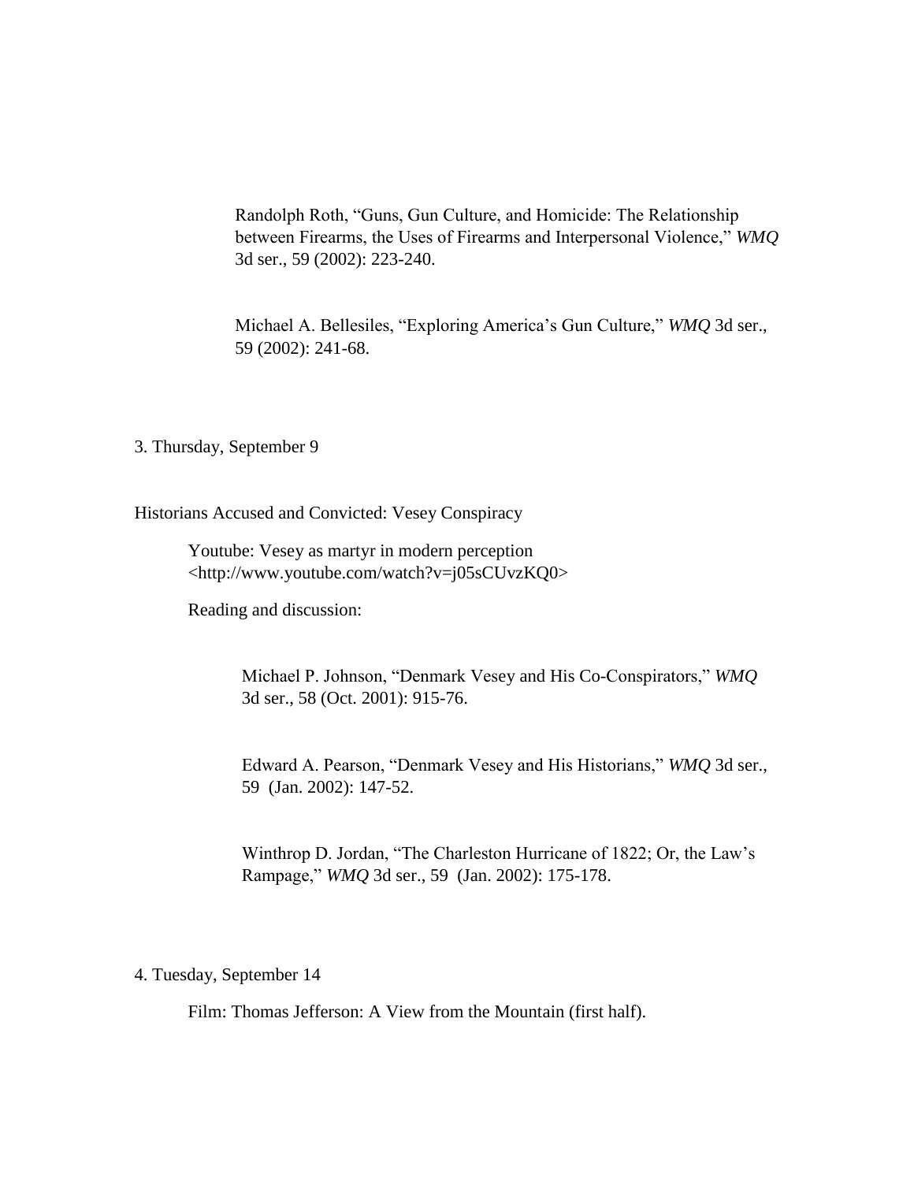Randolph Roth, "Guns, Gun Culture, and Homicide: The Relationship between Firearms, the Uses of Firearms and Interpersonal Violence," *WMQ* 3d ser., 59 (2002): 223-240.

Michael A. Bellesiles, "Exploring America's Gun Culture," *WMQ* 3d ser., 59 (2002): 241-68.

3. Thursday, September 9

Historians Accused and Convicted: Vesey Conspiracy

Youtube: Vesey as martyr in modern perception <http://www.youtube.com/watch?v=j05sCUvzKQ0>

Reading and discussion:

Michael P. Johnson, "Denmark Vesey and His Co-Conspirators," *WMQ* 3d ser., 58 (Oct. 2001): 915-76.

Edward A. Pearson, "Denmark Vesey and His Historians," *WMQ* 3d ser., 59 (Jan. 2002): 147-52.

Winthrop D. Jordan, "The Charleston Hurricane of 1822; Or, the Law's Rampage," *WMQ* 3d ser., 59 (Jan. 2002): 175-178.

4. Tuesday, September 14

Film: Thomas Jefferson: A View from the Mountain (first half).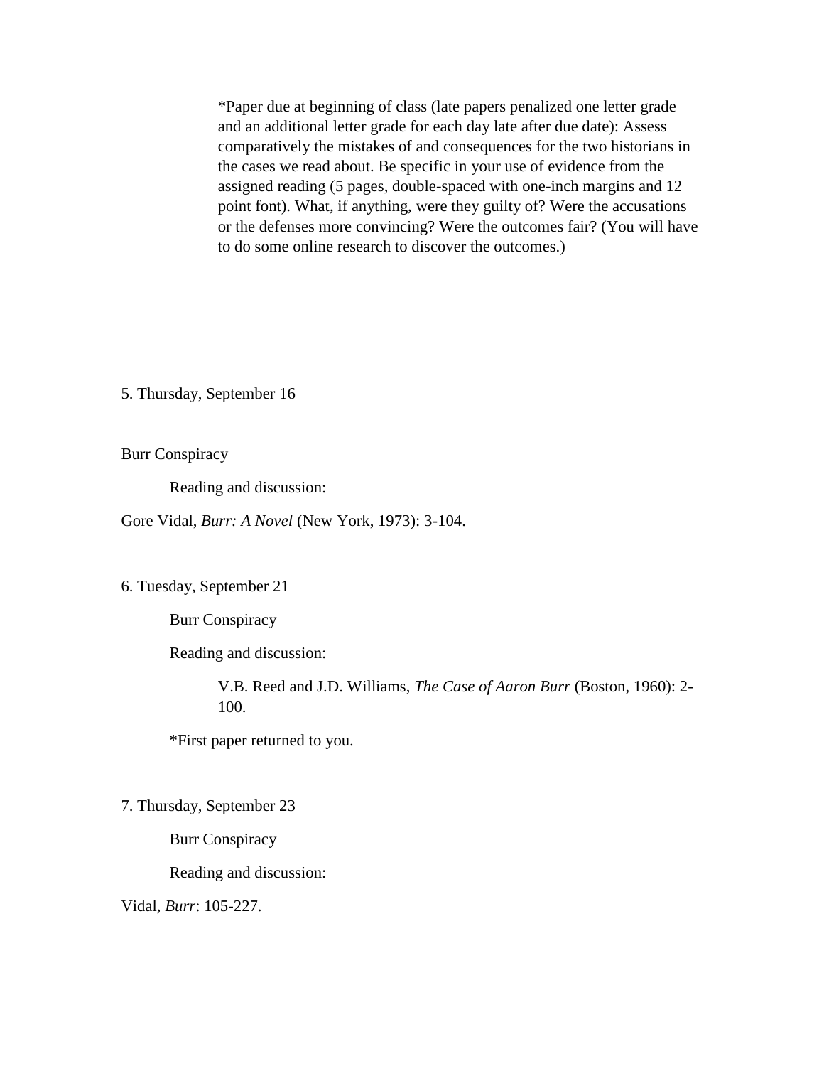*Paper due at beginning of class (late papers penalized one letter grade and an additional letter grade for each day late after due date): Assess comparatively the mistakes of and consequences for the two historians in the cases we read about. Be specific in your use of evidence from the assigned reading (5 pages, double-spaced with one-inch margins and 12 point font). What, if anything, were they guilty of? Were the accusations or the defenses more convincing? Were the outcomes fair? (You will have to do some online research to discover the outcomes.)

5. Thursday, September 16

Burr Conspiracy

Reading and discussion:

Gore Vidal, *Burr: A Novel* (New York, 1973): 3-104.

6. Tuesday, September 21

Burr Conspiracy

Reading and discussion:

V.B. Reed and J.D. Williams, *The Case of Aaron Burr* (Boston, 1960): 2-100.

*First paper returned to you.

7. Thursday, September 23

Burr Conspiracy

Reading and discussion:

Vidal, *Burr*: 105-227.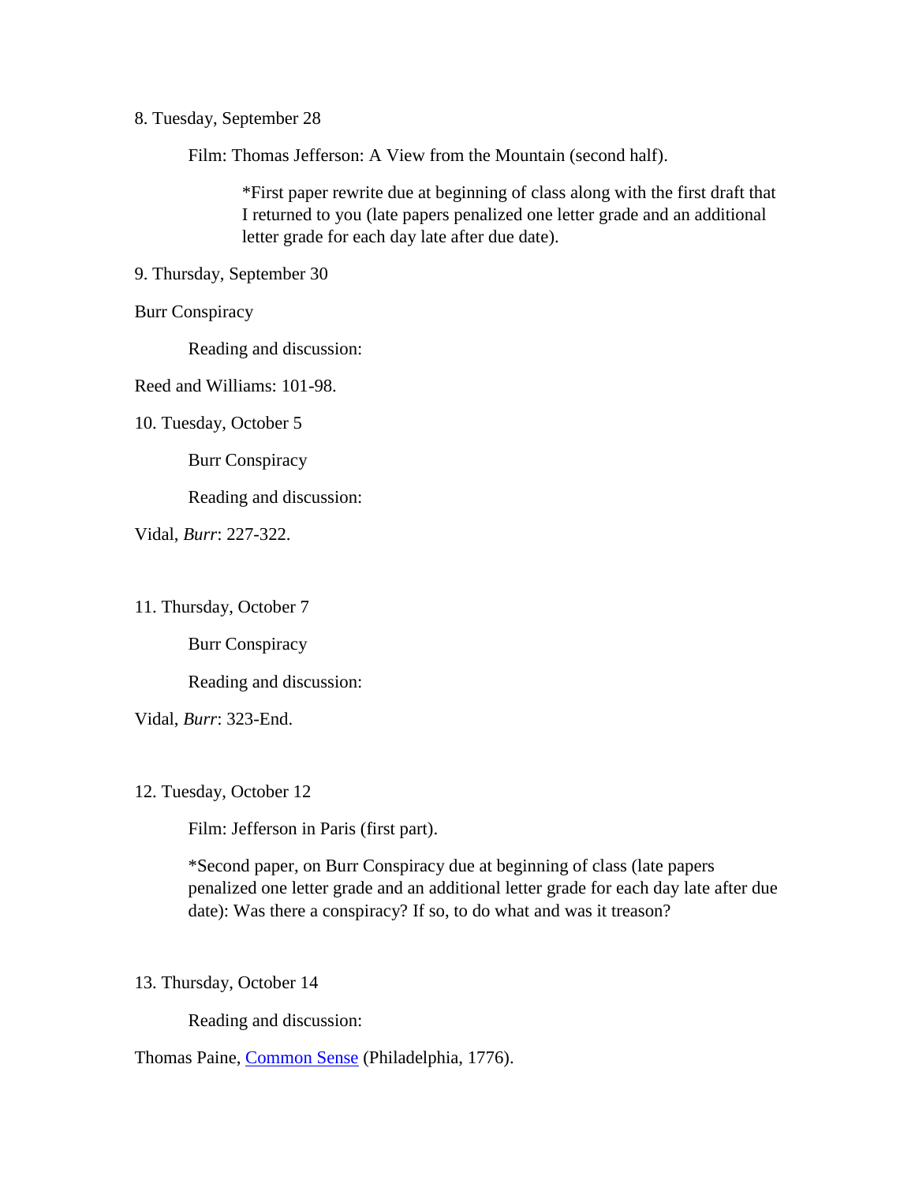8. Tuesday, September 28

Film: Thomas Jefferson: A View from the Mountain (second half).

*First paper rewrite due at beginning of class along with the first draft that I returned to you (late papers penalized one letter grade and an additional letter grade for each day late after due date).

9. Thursday, September 30

Burr Conspiracy

Reading and discussion:

Reed and Williams: 101-98.

10. Tuesday, October 5

Burr Conspiracy

Reading and discussion:

Vidal, *Burr*: 227-322.

11. Thursday, October 7

Burr Conspiracy

Reading and discussion:

Vidal, *Burr*: 323-End.

12. Tuesday, October 12

Film: Jefferson in Paris (first part).

*Second paper, on Burr Conspiracy due at beginning of class (late papers penalized one letter grade and an additional letter grade for each day late after due date): Was there a conspiracy? If so, to do what and was it treason?

13. Thursday, October 14

Reading and discussion:

Thomas Paine, Common Sense (Philadelphia, 1776).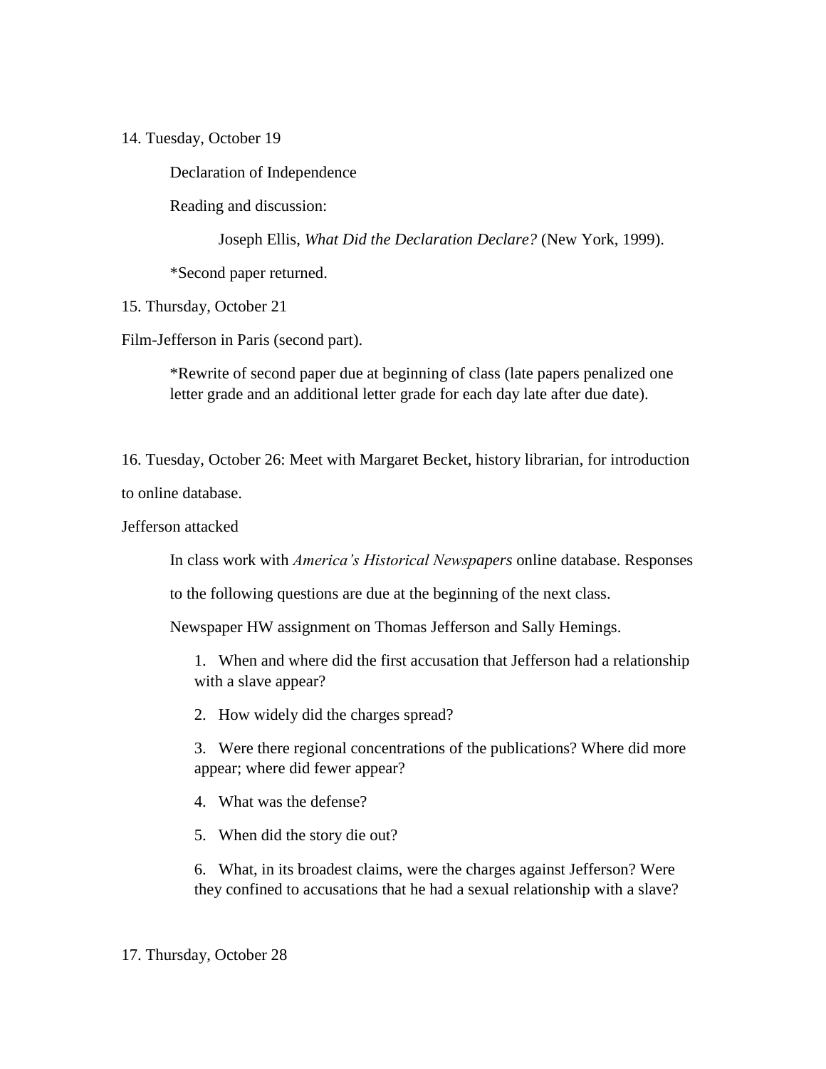14. Tuesday, October 19

Declaration of Independence

Reading and discussion:

Joseph Ellis, *What Did the Declaration Declare?* (New York, 1999).

*Second paper returned.

15. Thursday, October 21

Film-Jefferson in Paris (second part).

*Rewrite of second paper due at beginning of class (late papers penalized one letter grade and an additional letter grade for each day late after due date).

16. Tuesday, October 26: Meet with Margaret Becket, history librarian, for introduction to online database.

Jefferson attacked

In class work with *America's Historical Newspapers* online database. Responses to the following questions are due at the beginning of the next class.

Newspaper HW assignment on Thomas Jefferson and Sally Hemings.

1. When and where did the first accusation that Jefferson had a relationship with a slave appear?
2. How widely did the charges spread?
3. Were there regional concentrations of the publications? Where did more appear; where did fewer appear?
4. What was the defense?
5. When did the story die out?
6. What, in its broadest claims, were the charges against Jefferson? Were they confined to accusations that he had a sexual relationship with a slave?

17. Thursday, October 28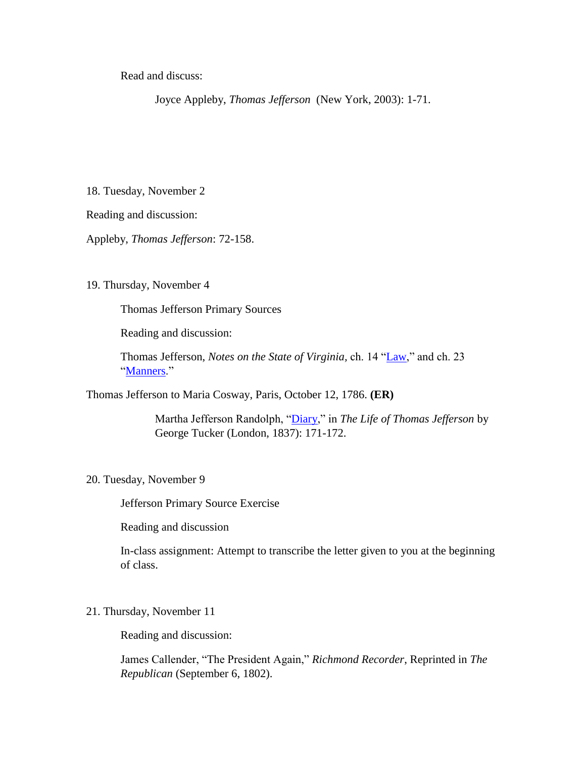Read and discuss:

Joyce Appleby, *Thomas Jefferson* (New York, 2003): 1-71.

18. Tuesday, November 2

Reading and discussion:

Appleby, *Thomas Jefferson*: 72-158.

19. Thursday, November 4

Thomas Jefferson Primary Sources

Reading and discussion:

Thomas Jefferson, *Notes on the State of Virginia*, ch. 14 "Law," and ch. 23 "Manners."

Thomas Jefferson to Maria Cosway, Paris, October 12, 1786. **(ER)**

Martha Jefferson Randolph, "Diary," in *The Life of Thomas Jefferson* by George Tucker (London, 1837): 171-172.

20. Tuesday, November 9

Jefferson Primary Source Exercise

Reading and discussion

In-class assignment: Attempt to transcribe the letter given to you at the beginning of class.

21. Thursday, November 11

Reading and discussion:

James Callender, "The President Again," *Richmond Recorder*, Reprinted in *The Republican* (September 6, 1802).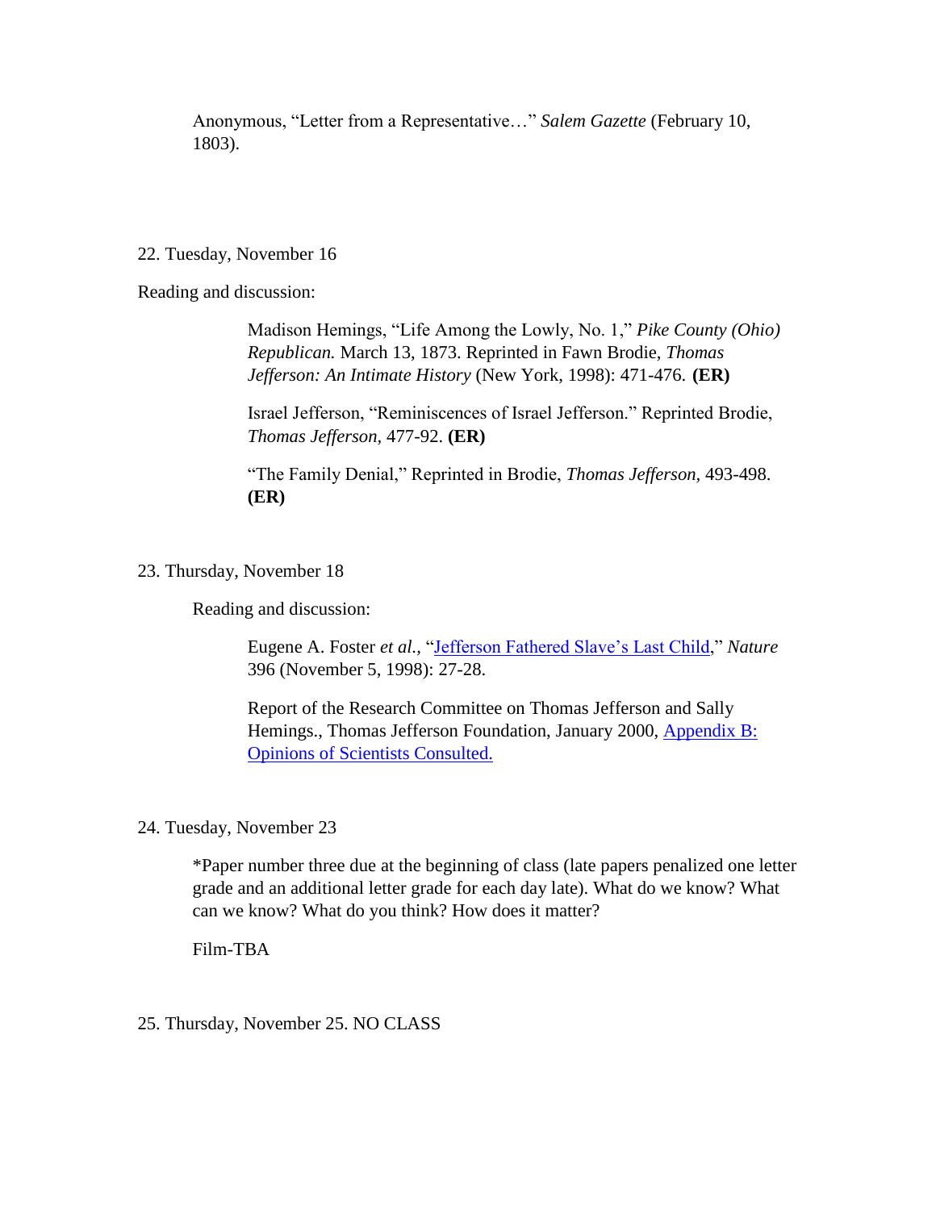Anonymous, "Letter from a Representative…" *Salem Gazette* (February 10, 1803).

22. Tuesday, November 16

Reading and discussion:

Madison Hemings, "Life Among the Lowly, No. 1," *Pike County (Ohio) Republican.* March 13, 1873. Reprinted in Fawn Brodie, *Thomas Jefferson: An Intimate History* (New York, 1998): 471-476. **(ER)**

Israel Jefferson, "Reminiscences of Israel Jefferson." Reprinted Brodie, *Thomas Jefferson,* 477-92. **(ER)**

"The Family Denial," Reprinted in Brodie, *Thomas Jefferson,* 493-498. **(ER)**

23. Thursday, November 18

Reading and discussion:

Eugene A. Foster *et al.*, "Jefferson Fathered Slave's Last Child," *Nature* 396 (November 5, 1998): 27-28.

Report of the Research Committee on Thomas Jefferson and Sally Hemings., Thomas Jefferson Foundation, January 2000, Appendix B: Opinions of Scientists Consulted.

24. Tuesday, November 23

*Paper number three due at the beginning of class (late papers penalized one letter grade and an additional letter grade for each day late). What do we know? What can we know? What do you think? How does it matter?

Film-TBA

25. Thursday, November 25. NO CLASS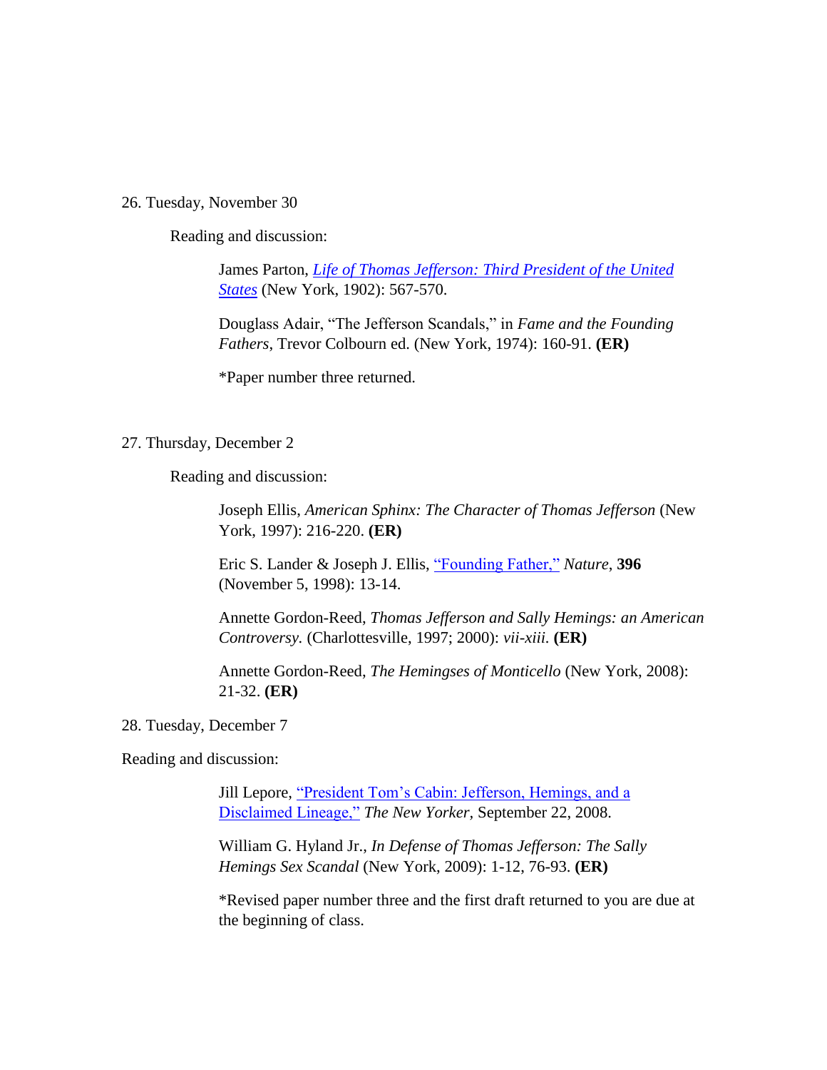26. Tuesday, November 30

Reading and discussion:

James Parton, *Life of Thomas Jefferson: Third President of the United States* (New York, 1902): 567-570.

Douglass Adair, "The Jefferson Scandals," in *Fame and the Founding Fathers*, Trevor Colbourn ed. (New York, 1974): 160-91. **(ER)**

*Paper number three returned.

27. Thursday, December 2

Reading and discussion:

Joseph Ellis, *American Sphinx: The Character of Thomas Jefferson* (New York, 1997): 216-220. **(ER)**

Eric S. Lander & Joseph J. Ellis, "Founding Father," *Nature*, **396** (November 5, 1998): 13-14.

Annette Gordon-Reed, *Thomas Jefferson and Sally Hemings: an American Controversy.* (Charlottesville, 1997; 2000): *vii-xiii.* **(ER)**

Annette Gordon-Reed, *The Hemingses of Monticello* (New York, 2008): 21-32. **(ER)**

28. Tuesday, December 7

Reading and discussion:

Jill Lepore, "President Tom's Cabin: Jefferson, Hemings, and a Disclaimed Lineage," *The New Yorker*, September 22, 2008.

William G. Hyland Jr., *In Defense of Thomas Jefferson: The Sally Hemings Sex Scandal* (New York, 2009): 1-12, 76-93. **(ER)**

*Revised paper number three and the first draft returned to you are due at the beginning of class.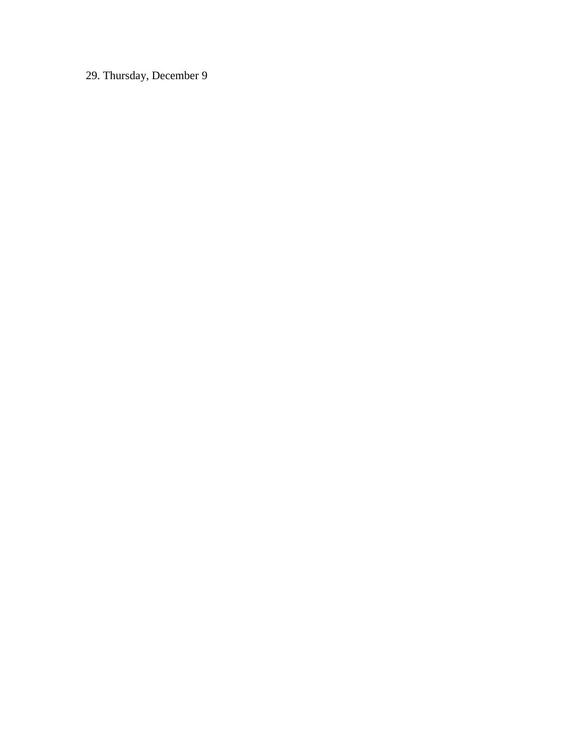29. Thursday, December 9